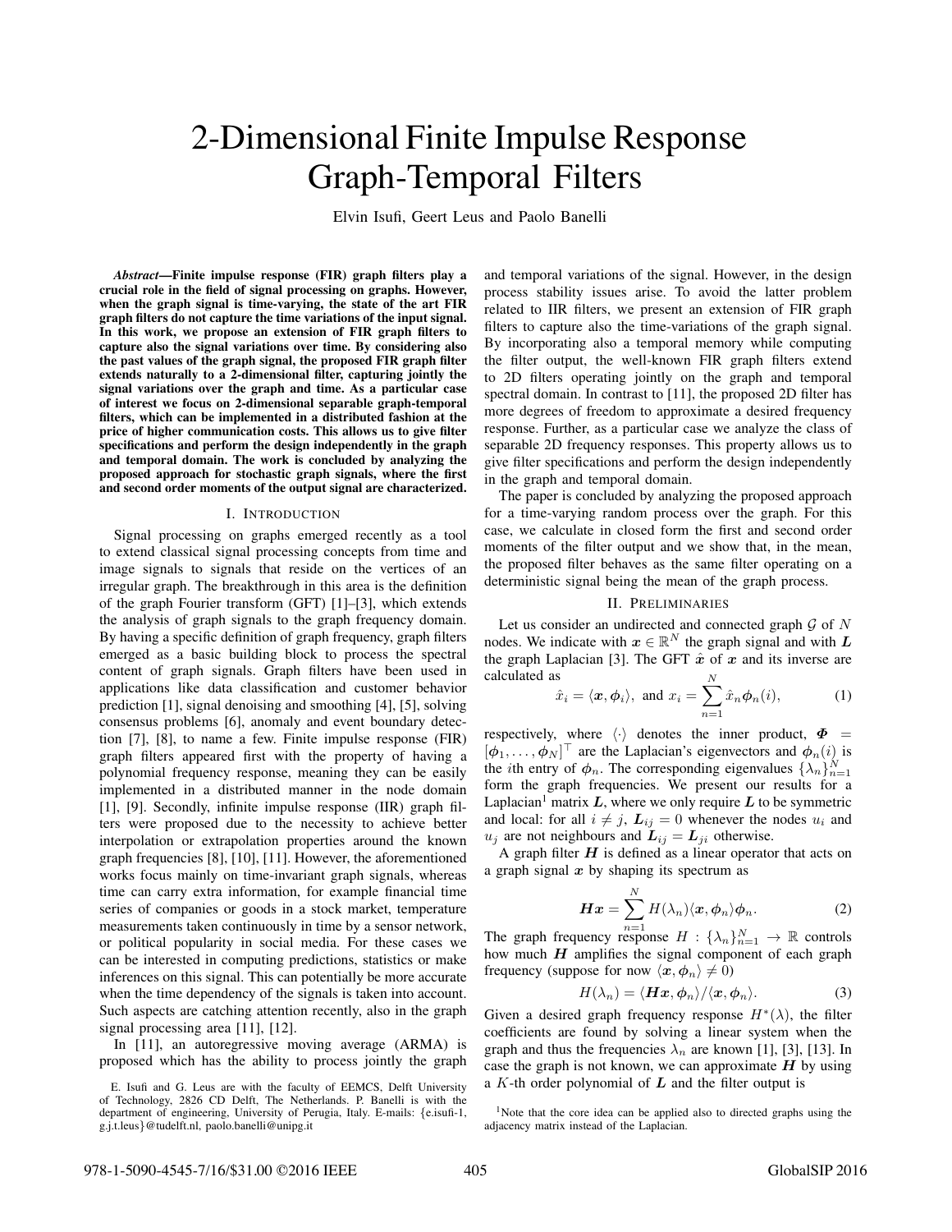# 2-Dimensional Finite Impulse Response Graph-Temporal Filters

Elvin Isufi, Geert Leus and Paolo Banelli

***Abstract*—Finite impulse response (FIR) graph filters play a crucial role in the field of signal processing on graphs. However, when the graph signal is time-varying, the state of the art FIR graph filters do not capture the time variations of the input signal. In this work, we propose an extension of FIR graph filters to capture also the signal variations over time. By considering also the past values of the graph signal, the proposed FIR graph filter extends naturally to a 2-dimensional filter, capturing jointly the signal variations over the graph and time. As a particular case of interest we focus on 2-dimensional separable graph-temporal filters, which can be implemented in a distributed fashion at the price of higher communication costs. This allows us to give filter specifications and perform the design independently in the graph and temporal domain. The work is concluded by analyzing the proposed approach for stochastic graph signals, where the first and second order moments of the output signal are characterized.**

## I. Introduction

Signal processing on graphs emerged recently as a tool to extend classical signal processing concepts from time and image signals to signals that reside on the vertices of an irregular graph. The breakthrough in this area is the definition of the graph Fourier transform (GFT) [1]–[3], which extends the analysis of graph signals to the graph frequency domain. By having a specific definition of graph frequency, graph filters emerged as a basic building block to process the spectral content of graph signals. Graph filters have been used in applications like data classification and customer behavior prediction [1], signal denoising and smoothing [4], [5], solving consensus problems [6], anomaly and event boundary detection [7], [8], to name a few. Finite impulse response (FIR) graph filters appeared first with the property of having a polynomial frequency response, meaning they can be easily implemented in a distributed manner in the node domain [1], [9]. Secondly, infinite impulse response (IIR) graph filters were proposed due to the necessity to achieve better interpolation or extrapolation properties around the known graph frequencies [8], [10], [11]. However, the aforementioned works focus mainly on time-invariant graph signals, whereas time can carry extra information, for example financial time series of companies or goods in a stock market, temperature measurements taken continuously in time by a sensor network, or political popularity in social media. For these cases we can be interested in computing predictions, statistics or make inferences on this signal. This can potentially be more accurate when the time dependency of the signals is taken into account. Such aspects are catching attention recently, also in the graph signal processing area [11], [12].

In [11], an autoregressive moving average (ARMA) is proposed which has the ability to process jointly the graph and temporal variations of the signal. However, in the design process stability issues arise. To avoid the latter problem related to IIR filters, we present an extension of FIR graph filters to capture also the time-variations of the graph signal. By incorporating also a temporal memory while computing the filter output, the well-known FIR graph filters extend to 2D filters operating jointly on the graph and temporal spectral domain. In contrast to [11], the proposed 2D filter has more degrees of freedom to approximate a desired frequency response. Further, as a particular case we analyze the class of separable 2D frequency responses. This property allows us to give filter specifications and perform the design independently in the graph and temporal domain.

The paper is concluded by analyzing the proposed approach for a time-varying random process over the graph. For this case, we calculate in closed form the first and second order moments of the filter output and we show that, in the mean, the proposed filter behaves as the same filter operating on a deterministic signal being the mean of the graph process.

## II. Preliminaries

Let us consider an undirected and connected graph $\mathcal{G}$ of $N$ nodes. We indicate with $\boldsymbol{x} \in \mathbb{R}^N$ the graph signal and with $\boldsymbol{L}$ the graph Laplacian [3]. The GFT $\hat{\boldsymbol{x}}$ of $\boldsymbol{x}$ and its inverse are calculated as

$$\hat{x}_i = \langle \boldsymbol{x}, \boldsymbol{\phi}_i \rangle, \text{ and } x_i = \sum_{n=1}^{N} \hat{x}_n \boldsymbol{\phi}_n(i), \tag{1}$$

respectively, where $\langle \cdot \rangle$ denotes the inner product, $\boldsymbol{\Phi} = [\boldsymbol{\phi}_1, \ldots, \boldsymbol{\phi}_N]^\top$ are the Laplacian's eigenvectors and $\boldsymbol{\phi}_n(i)$ is the $i$th entry of $\boldsymbol{\phi}_n$. The corresponding eigenvalues $\{\lambda_n\}_{n=1}^N$ form the graph frequencies. We present our results for a Laplacian[1] matrix $\boldsymbol{L}$, where we only require $\boldsymbol{L}$ to be symmetric and local: for all $i \neq j$, $\boldsymbol{L}_{ij} = 0$ whenever the nodes $u_i$ and $u_j$ are not neighbours and $\boldsymbol{L}_{ij} = \boldsymbol{L}_{ji}$ otherwise.

A graph filter $\boldsymbol{H}$ is defined as a linear operator that acts on a graph signal $\boldsymbol{x}$ by shaping its spectrum as

$$\boldsymbol{H}\boldsymbol{x} = \sum_{n=1}^{N} H(\lambda_n) \langle \boldsymbol{x}, \boldsymbol{\phi}_n \rangle \boldsymbol{\phi}_n. \tag{2}$$

The graph frequency response $H : \{\lambda_n\}_{n=1}^N \to \mathbb{R}$ controls how much $\boldsymbol{H}$ amplifies the signal component of each graph frequency (suppose for now $\langle \boldsymbol{x}, \boldsymbol{\phi}_n \rangle \neq 0$)

$$H(\lambda_n) = \langle \boldsymbol{H}\boldsymbol{x}, \boldsymbol{\phi}_n \rangle / \langle \boldsymbol{x}, \boldsymbol{\phi}_n \rangle. \tag{3}$$

Given a desired graph frequency response $H^*(\lambda)$, the filter coefficients are found by solving a linear system when the graph and thus the frequencies $\lambda_n$ are known [1], [3], [13]. In case the graph is not known, we can approximate $\boldsymbol{H}$ by using a $K$-th order polynomial of $\boldsymbol{L}$ and the filter output is

E. Isufi and G. Leus are with the faculty of EEMCS, Delft University of Technology, 2826 CD Delft, The Netherlands. P. Banelli is with the department of engineering, University of Perugia, Italy. E-mails: {e.isufi-1, g.j.t.leus}@tudelft.nl, paolo.banelli@unipg.it

[1] Note that the core idea can be applied also to directed graphs using the adjacency matrix instead of the Laplacian.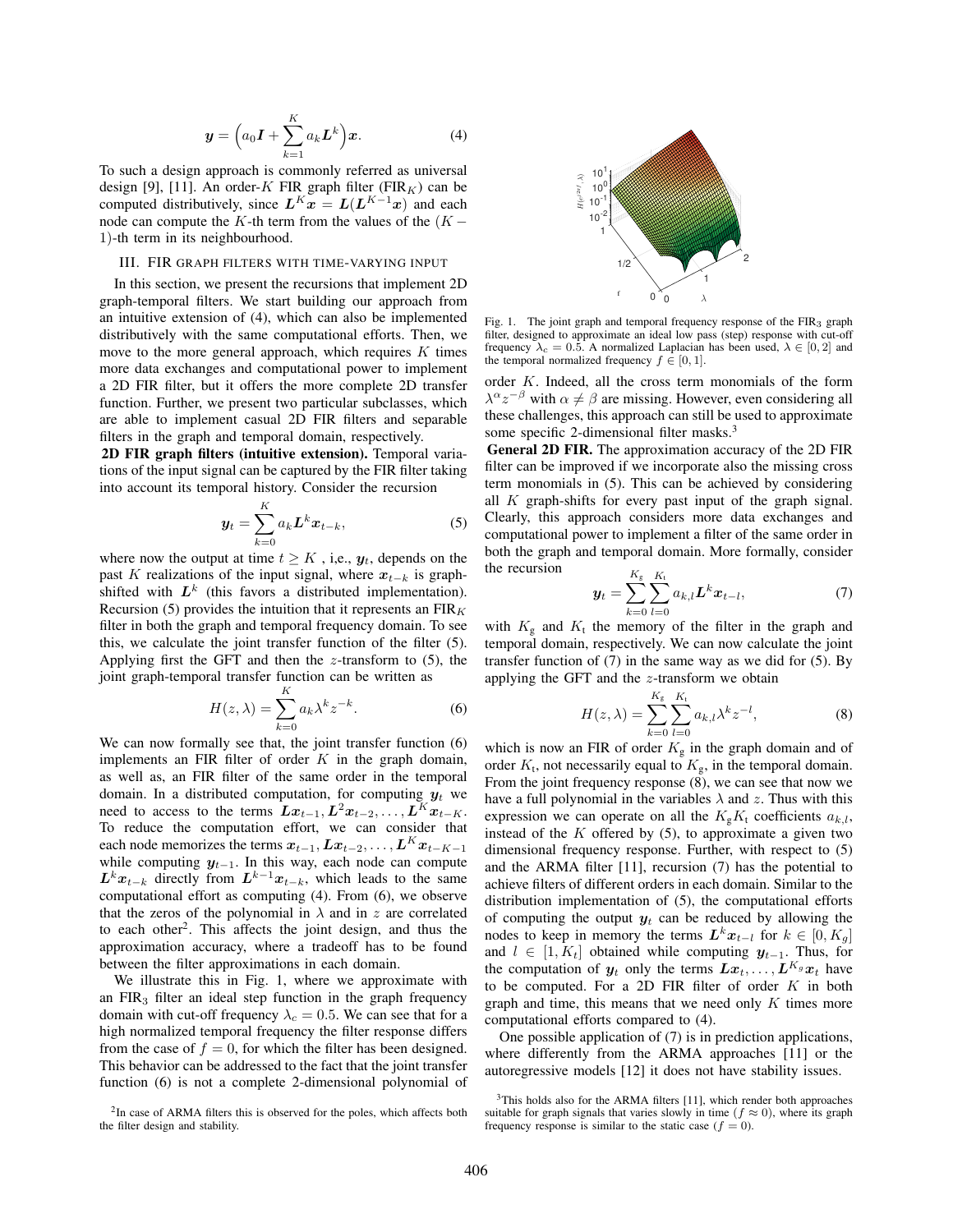$$\boldsymbol{y} = \Big(a_0\boldsymbol{I} + \sum_{k=1}^{K} a_k \boldsymbol{L}^k\Big)\boldsymbol{x}. \tag{4}$$

To such a design approach is commonly referred as universal design [9], [11]. An order-$K$ FIR graph filter (FIR$_K$) can be computed distributively, since $\boldsymbol{L}^K\boldsymbol{x} = \boldsymbol{L}(\boldsymbol{L}^{K-1}\boldsymbol{x})$ and each node can compute the $K$-th term from the values of the $(K-1)$-th term in its neighbourhood.

## III. FIR GRAPH FILTERS WITH TIME-VARYING INPUT

In this section, we present the recursions that implement 2D graph-temporal filters. We start building our approach from an intuitive extension of (4), which can also be implemented distributively with the same computational efforts. Then, we move to the more general approach, which requires $K$ times more data exchanges and computational power to implement a 2D FIR filter, but it offers the more complete 2D transfer function. Further, we present two particular subclasses, which are able to implement casual 2D FIR filters and separable filters in the graph and temporal domain, respectively.

**2D FIR graph filters (intuitive extension).** Temporal variations of the input signal can be captured by the FIR filter taking into account its temporal history. Consider the recursion

$$\boldsymbol{y}_t = \sum_{k=0}^{K} a_k \boldsymbol{L}^k \boldsymbol{x}_{t-k}, \tag{5}$$

where now the output at time $t \geq K$ , i,e., $\boldsymbol{y}_t$, depends on the past $K$ realizations of the input signal, where $\boldsymbol{x}_{t-k}$ is graph-shifted with $\boldsymbol{L}^k$ (this favors a distributed implementation). Recursion (5) provides the intuition that it represents an FIR$_K$ filter in both the graph and temporal frequency domain. To see this, we calculate the joint transfer function of the filter (5). Applying first the GFT and then the $z$-transform to (5), the joint graph-temporal transfer function can be written as

$$H(z,\lambda) = \sum_{k=0}^{K} a_k \lambda^k z^{-k}. \tag{6}$$

We can now formally see that, the joint transfer function (6) implements an FIR filter of order $K$ in the graph domain, as well as, an FIR filter of the same order in the temporal domain. In a distributed computation, for computing $\boldsymbol{y}_t$ we need to access to the terms $\boldsymbol{L}\boldsymbol{x}_{t-1}, \boldsymbol{L}^2\boldsymbol{x}_{t-2}, \ldots, \boldsymbol{L}^K\boldsymbol{x}_{t-K}$. To reduce the computation effort, we can consider that each node memorizes the terms $\boldsymbol{x}_{t-1}, \boldsymbol{L}\boldsymbol{x}_{t-2}, \ldots, \boldsymbol{L}^K\boldsymbol{x}_{t-K-1}$ while computing $\boldsymbol{y}_{t-1}$. In this way, each node can compute $\boldsymbol{L}^k\boldsymbol{x}_{t-k}$ directly from $\boldsymbol{L}^{k-1}\boldsymbol{x}_{t-k}$, which leads to the same computational effort as computing (4). From (6), we observe that the zeros of the polynomial in $\lambda$ and in $z$ are correlated to each other[2]. This affects the joint design, and thus the approximation accuracy, where a tradeoff has to be found between the filter approximations in each domain.

We illustrate this in Fig. 1, where we approximate with an FIR$_3$ filter an ideal step function in the graph frequency domain with cut-off frequency $\lambda_c = 0.5$. We can see that for a high normalized temporal frequency the filter response differs from the case of $f = 0$, for which the filter has been designed. This behavior can be addressed to the fact that the joint transfer function (6) is not a complete 2-dimensional polynomial of order $K$. Indeed, all the cross term monomials of the form $\lambda^\alpha z^{-\beta}$ with $\alpha \neq \beta$ are missing. However, even considering all these challenges, this approach can still be used to approximate some specific 2-dimensional filter masks.[3]

Fig. 1. The joint graph and temporal frequency response of the FIR$_3$ graph filter, designed to approximate an ideal low pass (step) response with cut-off frequency $\lambda_c = 0.5$. A normalized Laplacian has been used, $\lambda \in [0, 2]$ and the temporal normalized frequency $f \in [0, 1]$.

**General 2D FIR.** The approximation accuracy of the 2D FIR filter can be improved if we incorporate also the missing cross term monomials in (5). This can be achieved by considering all $K$ graph-shifts for every past input of the graph signal. Clearly, this approach considers more data exchanges and computational power to implement a filter of the same order in both the graph and temporal domain. More formally, consider the recursion

$$\boldsymbol{y}_t = \sum_{k=0}^{K_\text{g}} \sum_{l=0}^{K_\text{t}} a_{k,l} \boldsymbol{L}^k \boldsymbol{x}_{t-l}, \tag{7}$$

with $K_\text{g}$ and $K_\text{t}$ the memory of the filter in the graph and temporal domain, respectively. We can now calculate the joint transfer function of (7) in the same way as we did for (5). By applying the GFT and the $z$-transform we obtain

$$H(z,\lambda) = \sum_{k=0}^{K_\text{g}} \sum_{l=0}^{K_\text{t}} a_{k,l} \lambda^k z^{-l}, \tag{8}$$

which is now an FIR of order $K_\text{g}$ in the graph domain and of order $K_\text{t}$, not necessarily equal to $K_\text{g}$, in the temporal domain. From the joint frequency response (8), we can see that now we have a full polynomial in the variables $\lambda$ and $z$. Thus with this expression we can operate on all the $K_\text{g}K_\text{t}$ coefficients $a_{k,l}$, instead of the $K$ offered by (5), to approximate a given two dimensional frequency response. Further, with respect to (5) and the ARMA filter [11], recursion (7) has the potential to achieve filters of different orders in each domain. Similar to the distribution implementation of (5), the computational efforts of computing the output $\boldsymbol{y}_t$ can be reduced by allowing the nodes to keep in memory the terms $\boldsymbol{L}^k\boldsymbol{x}_{t-l}$ for $k \in [0, K_g]$ and $l \in [1, K_t]$ obtained while computing $\boldsymbol{y}_{t-1}$. Thus, for the computation of $\boldsymbol{y}_t$ only the terms $\boldsymbol{L}\boldsymbol{x}_t, \ldots, \boldsymbol{L}^{K_g}\boldsymbol{x}_t$ have to be computed. For a 2D FIR filter of order $K$ in both graph and time, this means that we need only $K$ times more computational efforts compared to (4).

One possible application of (7) is in prediction applications, where differently from the ARMA approaches [11] or the autoregressive models [12] it does not have stability issues.

[2] In case of ARMA filters this is observed for the poles, which affects both the filter design and stability.

[3] This holds also for the ARMA filters [11], which render both approaches suitable for graph signals that varies slowly in time ($f \approx 0$), where its graph frequency response is similar to the static case ($f = 0$).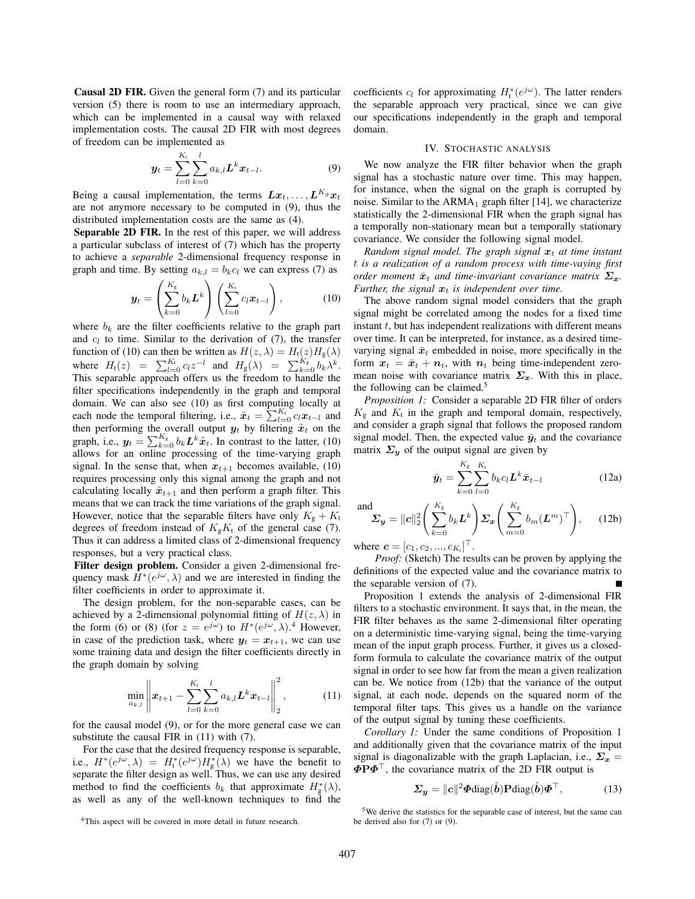**Causal 2D FIR.** Given the general form (7) and its particular version (5) there is room to use an intermediary approach, which can be implemented in a causal way with relaxed implementation costs. The causal 2D FIR with most degrees of freedom can be implemented as

$$\boldsymbol{y}_t = \sum_{l=0}^{K_\text{t}} \sum_{k=0}^{l} a_{k,l} \boldsymbol{L}^k \boldsymbol{x}_{t-l}. \tag{9}$$

Being a causal implementation, the terms $\boldsymbol{L}\boldsymbol{x}_t, \ldots, \boldsymbol{L}^{K_g}\boldsymbol{x}_t$ are not anymore necessary to be computed in (9), thus the distributed implementation costs are the same as (4).

**Separable 2D FIR.** In the rest of this paper, we will address a particular subclass of interest of (7) which has the property to achieve a *separable* 2-dimensional frequency response in graph and time. By setting $a_{k,l} = b_k c_l$ we can express (7) as

$$\boldsymbol{y}_t = \left(\sum_{k=0}^{K_\text{g}} b_k \boldsymbol{L}^k\right) \left(\sum_{l=0}^{K_\text{t}} c_l \boldsymbol{x}_{t-l}\right), \tag{10}$$

where $b_k$ are the filter coefficients relative to the graph part and $c_l$ to time. Similar to the derivation of (7), the transfer function of (10) can then be written as $H(z,\lambda) = H_\text{t}(z)H_\text{g}(\lambda)$ where $H_\text{t}(z) = \sum_{l=0}^{K_\text{t}} c_l z^{-l}$ and $H_\text{g}(\lambda) = \sum_{k=0}^{K_\text{g}} b_k \lambda^k$. This separable approach offers us the freedom to handle the filter specifications independently in the graph and temporal domain. We can also see (10) as first computing locally at each node the temporal filtering, i.e., $\tilde{\boldsymbol{x}}_t = \sum_{l=0}^{K_\text{t}} c_l \boldsymbol{x}_{t-l}$ and then performing the overall output $\boldsymbol{y}_t$ by filtering $\tilde{\boldsymbol{x}}_t$ on the graph, i.e., $\boldsymbol{y}_t = \sum_{k=0}^{K_\text{g}} b_k \boldsymbol{L}^k \tilde{\boldsymbol{x}}_t$. In contrast to the latter, (10) allows for an online processing of the time-varying graph signal. In the sense that, when $\boldsymbol{x}_{t+1}$ becomes available, (10) requires processing only this signal among the graph and not calculating locally $\tilde{\boldsymbol{x}}_{t+1}$ and then perform a graph filter. This means that we can track the time variations of the graph signal. However, notice that the separable filters have only $K_\text{g} + K_\text{t}$ degrees of freedom instead of $K_\text{g}K_\text{t}$ of the general case (7). Thus it can address a limited class of 2-dimensional frequency responses, but a very practical class.

**Filter design problem.** Consider a given 2-dimensional frequency mask $H^*(e^{j\omega}, \lambda)$ and we are interested in finding the filter coefficients in order to approximate it.

The design problem, for the non-separable cases, can be achieved by a 2-dimensional polynomial fitting of $H(z,\lambda)$ in the form (6) or (8) (for $z = e^{j\omega}$) to $H^*(e^{j\omega}, \lambda)$.[4] However, in case of the prediction task, where $\boldsymbol{y}_t = \boldsymbol{x}_{t+1}$, we can use some training data and design the filter coefficients directly in the graph domain by solving

$$\min_{a_{k,l}} \left\| \boldsymbol{x}_{t+1} - \sum_{l=0}^{K_\text{t}} \sum_{k=0}^{l} a_{k,l} \boldsymbol{L}^k \boldsymbol{x}_{t-l} \right\|_2^2, \tag{11}$$

for the causal model (9), or for the more general case we can substitute the causal FIR in (11) with (7).

For the case that the desired frequency response is separable, i.e., $H^*(e^{j\omega}, \lambda) = H_\text{t}^*(e^{j\omega})H_\text{g}^*(\lambda)$ we have the benefit to separate the filter design as well. Thus, we can use any desired method to find the coefficients $b_k$ that approximate $H_\text{g}^*(\lambda)$, as well as any of the well-known techniques to find the coefficients $c_l$ for approximating $H_\text{t}^*(e^{j\omega})$. The latter renders the separable approach very practical, since we can give our specifications independently in the graph and temporal domain.

## IV. Stochastic analysis

We now analyze the FIR filter behavior when the graph signal has a stochastic nature over time. This may happen, for instance, when the signal on the graph is corrupted by noise. Similar to the ARMA$_1$ graph filter [14], we characterize statistically the 2-dimensional FIR when the graph signal has a temporally non-stationary mean but a temporally stationary covariance. We consider the following signal model.

*Random signal model. The graph signal $\boldsymbol{x}_t$ at time instant $t$ is a realization of a random process with time-vaying first order moment $\bar{\boldsymbol{x}}_t$ and time-invariant covariance matrix $\boldsymbol{\Sigma_x}$. Further, the signal $\boldsymbol{x}_t$ is independent over time.*

The above random signal model considers that the graph signal might be correlated among the nodes for a fixed time instant $t$, but has independent realizations with different means over time. It can be interpreted, for instance, as a desired time-varying signal $\bar{\boldsymbol{x}}_t$ embedded in noise, more specifically in the form $\boldsymbol{x}_t = \bar{\boldsymbol{x}}_t + \boldsymbol{n}_t$, with $\boldsymbol{n}_t$ being time-independent zero-mean noise with covariance matrix $\boldsymbol{\Sigma_x}$. With this in place, the following can be claimed.[5]

*Proposition 1:* Consider a separable 2D FIR filter of orders $K_\text{g}$ and $K_\text{t}$ in the graph and temporal domain, respectively, and consider a graph signal that follows the proposed random signal model. Then, the expected value $\bar{\boldsymbol{y}}_t$ and the covariance matrix $\boldsymbol{\Sigma_y}$ of the output signal are given by

$$\bar{\boldsymbol{y}}_t = \sum_{k=0}^{K_\text{g}} \sum_{l=0}^{K_\text{t}} b_k c_l \boldsymbol{L}^k \bar{\boldsymbol{x}}_{t-l} \tag{12a}$$

and

$$\boldsymbol{\Sigma_y} = \|\boldsymbol{c}\|_2^2 \left(\sum_{k=0}^{K_\text{g}} b_k \boldsymbol{L}^k\right) \boldsymbol{\Sigma_x} \left(\sum_{m=0}^{K_\text{g}} b_m (\boldsymbol{L}^m)^\top\right), \tag{12b}$$

where $\boldsymbol{c} = [c_1, c_2, ..., c_{K_\text{t}}]^\top$.

*Proof:* (Sketch) The results can be proven by applying the definitions of the expected value and the covariance matrix to the separable version of (7). ■

Proposition 1 extends the analysis of 2-dimensional FIR filters to a stochastic environment. It says that, in the mean, the FIR filter behaves as the same 2-dimensional filter operating on a deterministic time-varying signal, being the time-varying mean of the input graph process. Further, it gives us a closed-form formula to calculate the covariance matrix of the output signal in order to see how far from the mean a given realization can be. We notice from (12b) that the variance of the output signal, at each node, depends on the squared norm of the temporal filter taps. This gives us a handle on the variance of the output signal by tuning these coefficients.

*Corollary 1:* Under the same conditions of Proposition 1 and additionally given that the covariance matrix of the input signal is diagonalizable with the graph Laplacian, i.e., $\boldsymbol{\Sigma_x} = \boldsymbol{\Phi}\mathbf{P}\boldsymbol{\Phi}^\top$, the covariance matrix of the 2D FIR output is

$$\boldsymbol{\Sigma_y} = \|\boldsymbol{c}\|^2 \boldsymbol{\Phi}\text{diag}(\hat{\boldsymbol{b}})\mathbf{P}\text{diag}(\hat{\boldsymbol{b}})\boldsymbol{\Phi}^\top, \tag{13}$$

[4]This aspect will be covered in more detail in future research.

[5]We derive the statistics for the separable case of interest, but the same can be derived also for (7) or (9).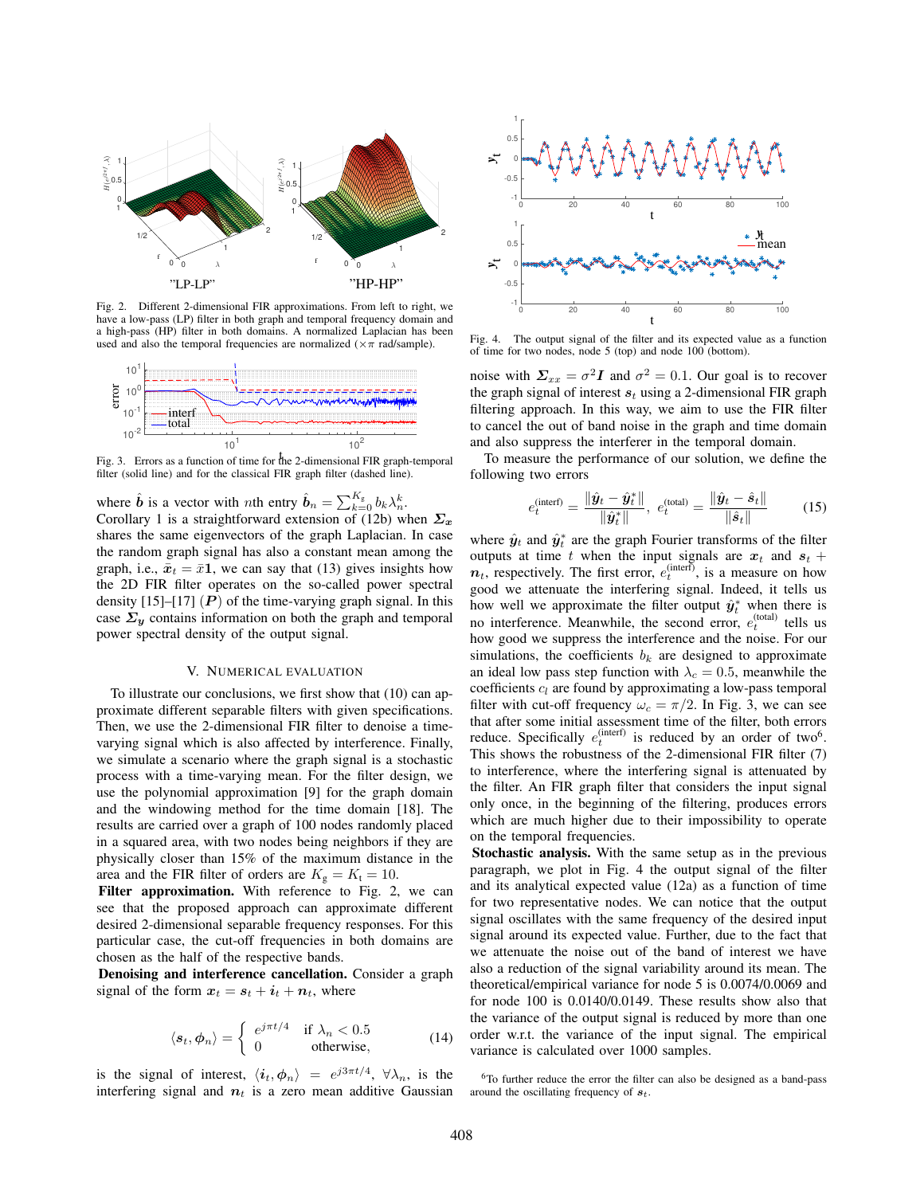Fig. 2. Different 2-dimensional FIR approximations. From left to right, we have a low-pass (LP) filter in both graph and temporal frequency domain and a high-pass (HP) filter in both domains. A normalized Laplacian has been used and also the temporal frequencies are normalized ($\times\pi$ rad/sample).

Fig. 3. Errors as a function of time for the 2-dimensional FIR graph-temporal filter (solid line) and for the classical FIR graph filter (dashed line).

where $\hat{\boldsymbol{b}}$ is a vector with $n$th entry $\hat{\boldsymbol{b}}_n = \sum_{k=0}^{K_g} b_k \lambda_n^k$.

Corollary 1 is a straightforward extension of (12b) when $\boldsymbol{\Sigma}_{\boldsymbol{x}}$ shares the same eigenvectors of the graph Laplacian. In case the random graph signal has also a constant mean among the graph, i.e., $\bar{\boldsymbol{x}}_t = \bar{x}\mathbf{1}$, we can say that (13) gives insights how the 2D FIR filter operates on the so-called power spectral density [15]–[17] ($\boldsymbol{P}$) of the time-varying graph signal. In this case $\boldsymbol{\Sigma}_{\boldsymbol{y}}$ contains information on both the graph and temporal power spectral density of the output signal.

## V. Numerical evaluation

To illustrate our conclusions, we first show that (10) can approximate different separable filters with given specifications. Then, we use the 2-dimensional FIR filter to denoise a time-varying signal which is also affected by interference. Finally, we simulate a scenario where the graph signal is a stochastic process with a time-varying mean. For the filter design, we use the polynomial approximation [9] for the graph domain and the windowing method for the time domain [18]. The results are carried over a graph of 100 nodes randomly placed in a squared area, with two nodes being neighbors if they are physically closer than 15% of the maximum distance in the area and the FIR filter of orders are $K_g = K_t = 10$.

**Filter approximation.** With reference to Fig. 2, we can see that the proposed approach can approximate different desired 2-dimensional separable frequency responses. For this particular case, the cut-off frequencies in both domains are chosen as the half of the respective bands.

**Denoising and interference cancellation.** Consider a graph signal of the form $\boldsymbol{x}_t = \boldsymbol{s}_t + \boldsymbol{i}_t + \boldsymbol{n}_t$, where

$$\langle \boldsymbol{s}_t, \boldsymbol{\phi}_n \rangle = \begin{cases} e^{j\pi t/4} & \text{if } \lambda_n < 0.5 \\ 0 & \text{otherwise,} \end{cases} \tag{14}$$

is the signal of interest, $\langle \boldsymbol{i}_t, \boldsymbol{\phi}_n \rangle = e^{j3\pi t/4}$, $\forall \lambda_n$, is the interfering signal and $\boldsymbol{n}_t$ is a zero mean additive Gaussian noise with $\boldsymbol{\Sigma}_{xx} = \sigma^2 \boldsymbol{I}$ and $\sigma^2 = 0.1$. Our goal is to recover the graph signal of interest $\boldsymbol{s}_t$ using a 2-dimensional FIR graph filtering approach. In this way, we aim to use the FIR filter to cancel the out of band noise in the graph and time domain and also suppress the interferer in the temporal domain.

Fig. 4. The output signal of the filter and its expected value as a function of time for two nodes, node 5 (top) and node 100 (bottom).

To measure the performance of our solution, we define the following two errors

$$e_t^{(\text{interf})} = \frac{\|\hat{\boldsymbol{y}}_t - \hat{\boldsymbol{y}}_t^*\|}{\|\hat{\boldsymbol{y}}_t^*\|}, \; e_t^{(\text{total})} = \frac{\|\hat{\boldsymbol{y}}_t - \hat{\boldsymbol{s}}_t\|}{\|\hat{\boldsymbol{s}}_t\|} \tag{15}$$

where $\hat{\boldsymbol{y}}_t$ and $\hat{\boldsymbol{y}}_t^*$ are the graph Fourier transforms of the filter outputs at time $t$ when the input signals are $\boldsymbol{x}_t$ and $\boldsymbol{s}_t + \boldsymbol{n}_t$, respectively. The first error, $e_t^{(\text{interf})}$, is a measure on how good we attenuate the interfering signal. Indeed, it tells us how well we approximate the filter output $\hat{\boldsymbol{y}}_t^*$ when there is no interference. Meanwhile, the second error, $e_t^{(\text{total})}$ tells us how good we suppress the interference and the noise. For our simulations, the coefficients $b_k$ are designed to approximate an ideal low pass step function with $\lambda_c = 0.5$, meanwhile the coefficients $c_l$ are found by approximating a low-pass temporal filter with cut-off frequency $\omega_c = \pi/2$. In Fig. 3, we can see that after some initial assessment time of the filter, both errors reduce. Specifically $e_t^{(\text{interf})}$ is reduced by an order of two[6]. This shows the robustness of the 2-dimensional FIR filter (7) to interference, where the interfering signal is attenuated by the filter. An FIR graph filter that considers the input signal only once, in the beginning of the filtering, produces errors which are much higher due to their impossibility to operate on the temporal frequencies.

**Stochastic analysis.** With the same setup as in the previous paragraph, we plot in Fig. 4 the output signal of the filter and its analytical expected value (12a) as a function of time for two representative nodes. We can notice that the output signal oscillates with the same frequency of the desired input signal around its expected value. Further, due to the fact that we attenuate the noise out of the band of interest we have also a reduction of the signal variability around its mean. The theoretical/empirical variance for node 5 is 0.0074/0.0069 and for node 100 is 0.0140/0.0149. These results show also that the variance of the output signal is reduced by more than one order w.r.t. the variance of the input signal. The empirical variance is calculated over 1000 samples.

[6] To further reduce the error the filter can also be designed as a band-pass around the oscillating frequency of $\boldsymbol{s}_t$.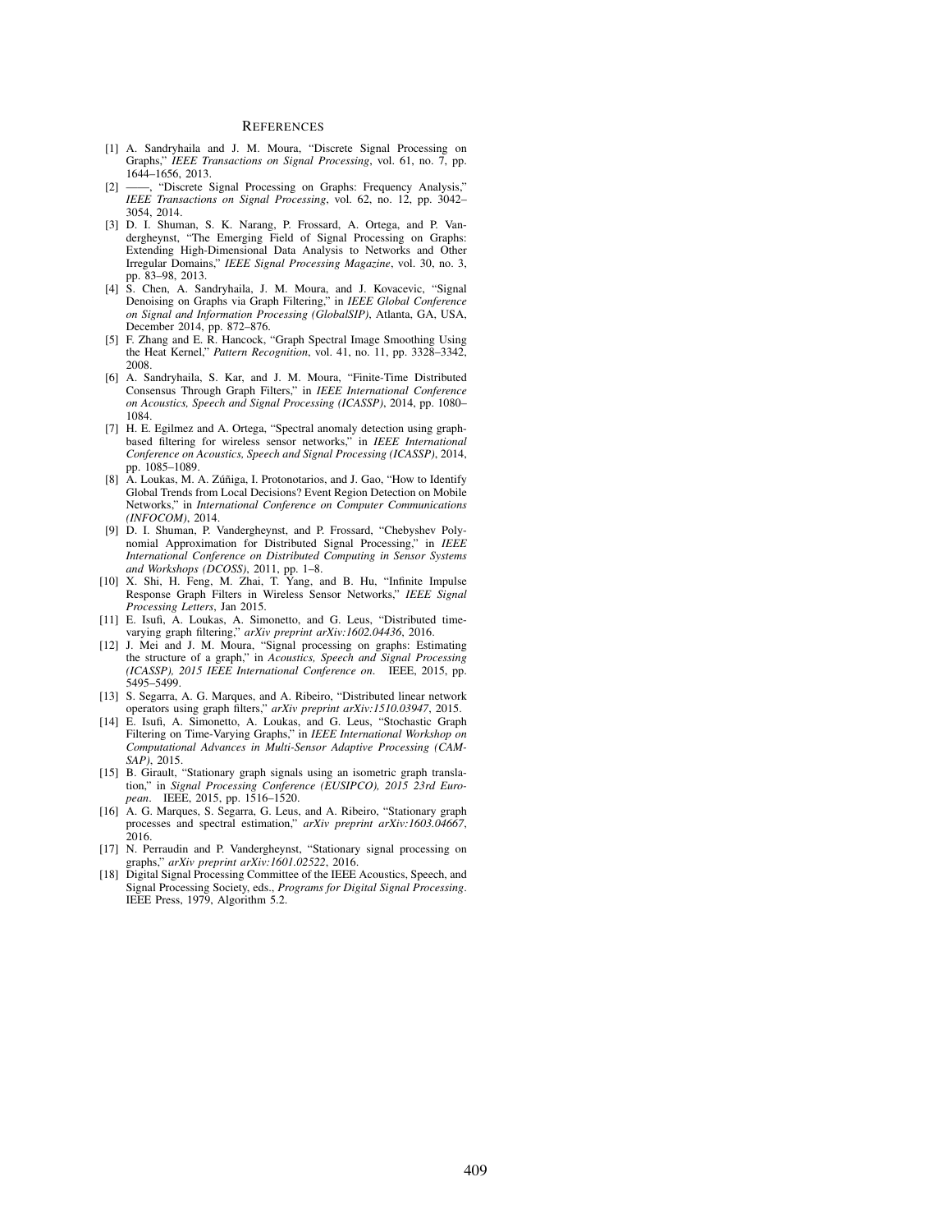# REFERENCES

[1] A. Sandryhaila and J. M. Moura, "Discrete Signal Processing on Graphs," *IEEE Transactions on Signal Processing*, vol. 61, no. 7, pp. 1644–1656, 2013.

[2] ——, "Discrete Signal Processing on Graphs: Frequency Analysis," *IEEE Transactions on Signal Processing*, vol. 62, no. 12, pp. 3042–3054, 2014.

[3] D. I. Shuman, S. K. Narang, P. Frossard, A. Ortega, and P. Vandergheynst, "The Emerging Field of Signal Processing on Graphs: Extending High-Dimensional Data Analysis to Networks and Other Irregular Domains," *IEEE Signal Processing Magazine*, vol. 30, no. 3, pp. 83–98, 2013.

[4] S. Chen, A. Sandryhaila, J. M. Moura, and J. Kovacevic, "Signal Denoising on Graphs via Graph Filtering," in *IEEE Global Conference on Signal and Information Processing (GlobalSIP)*, Atlanta, GA, USA, December 2014, pp. 872–876.

[5] F. Zhang and E. R. Hancock, "Graph Spectral Image Smoothing Using the Heat Kernel," *Pattern Recognition*, vol. 41, no. 11, pp. 3328–3342, 2008.

[6] A. Sandryhaila, S. Kar, and J. M. Moura, "Finite-Time Distributed Consensus Through Graph Filters," in *IEEE International Conference on Acoustics, Speech and Signal Processing (ICASSP)*, 2014, pp. 1080–1084.

[7] H. E. Egilmez and A. Ortega, "Spectral anomaly detection using graph-based filtering for wireless sensor networks," in *IEEE International Conference on Acoustics, Speech and Signal Processing (ICASSP)*, 2014, pp. 1085–1089.

[8] A. Loukas, M. A. Zúñiga, I. Protonotarios, and J. Gao, "How to Identify Global Trends from Local Decisions? Event Region Detection on Mobile Networks," in *International Conference on Computer Communications (INFOCOM)*, 2014.

[9] D. I. Shuman, P. Vandergheynst, and P. Frossard, "Chebyshev Polynomial Approximation for Distributed Signal Processing," in *IEEE International Conference on Distributed Computing in Sensor Systems and Workshops (DCOSS)*, 2011, pp. 1–8.

[10] X. Shi, H. Feng, M. Zhai, T. Yang, and B. Hu, "Infinite Impulse Response Graph Filters in Wireless Sensor Networks," *IEEE Signal Processing Letters*, Jan 2015.

[11] E. Isufi, A. Loukas, A. Simonetto, and G. Leus, "Distributed time-varying graph filtering," *arXiv preprint arXiv:1602.04436*, 2016.

[12] J. Mei and J. M. Moura, "Signal processing on graphs: Estimating the structure of a graph," in *Acoustics, Speech and Signal Processing (ICASSP), 2015 IEEE International Conference on*. IEEE, 2015, pp. 5495–5499.

[13] S. Segarra, A. G. Marques, and A. Ribeiro, "Distributed linear network operators using graph filters," *arXiv preprint arXiv:1510.03947*, 2015.

[14] E. Isufi, A. Simonetto, A. Loukas, and G. Leus, "Stochastic Graph Filtering on Time-Varying Graphs," in *IEEE International Workshop on Computational Advances in Multi-Sensor Adaptive Processing (CAMSAP)*, 2015.

[15] B. Girault, "Stationary graph signals using an isometric graph translation," in *Signal Processing Conference (EUSIPCO), 2015 23rd European*. IEEE, 2015, pp. 1516–1520.

[16] A. G. Marques, S. Segarra, G. Leus, and A. Ribeiro, "Stationary graph processes and spectral estimation," *arXiv preprint arXiv:1603.04667*, 2016.

[17] N. Perraudin and P. Vandergheynst, "Stationary signal processing on graphs," *arXiv preprint arXiv:1601.02522*, 2016.

[18] Digital Signal Processing Committee of the IEEE Acoustics, Speech, and Signal Processing Society, eds., *Programs for Digital Signal Processing*. IEEE Press, 1979, Algorithm 5.2.